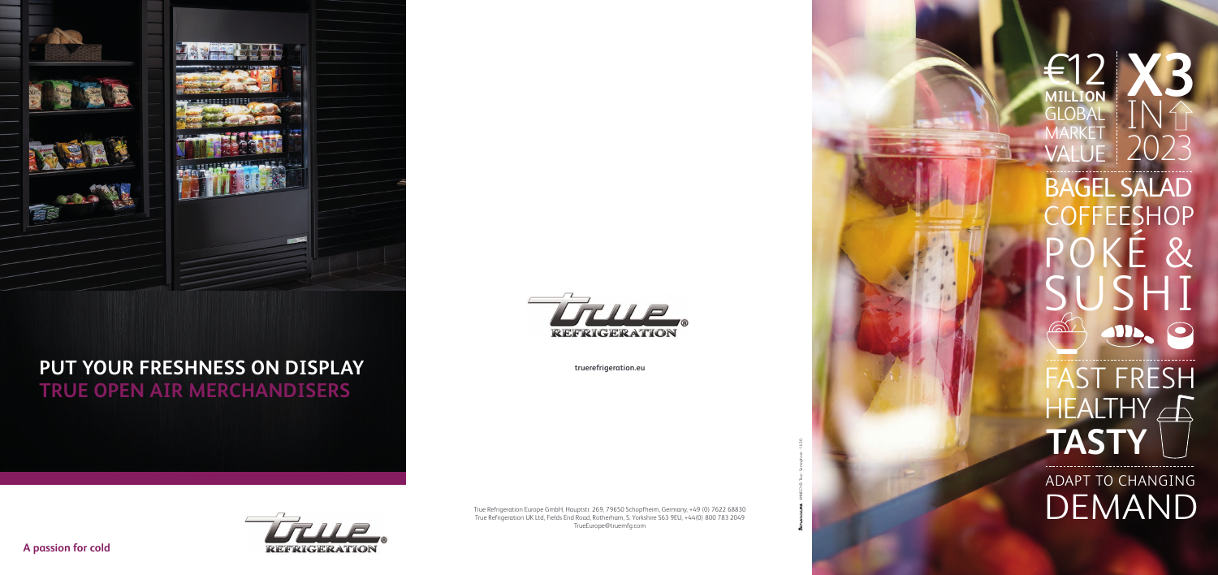# PUT YOUR FRESHNESS ON DISPLAY

## TRUE OPEN AIR MERCHANDISERS

**A passion for cold**

truerefrigeration.eu

True Refrigeration Europe GmbH, Hauptstr. 269, 79650 Schopfheim, Germany, +49 (0) 7622 68830
True Refrigeration UK Ltd, Fields End Road, Rotherham, S. Yorkshire S63 9EU, +44(0) 800 783 2049
TrueEurope@truemfg.com

€12 **MILLION** GLOBAL MARKET VALUE

**X3** IN 2023

BAGEL SALAD

COFFEESHOP

POKÉ &

SUSHI

FAST FRESH

HEALTHY

**TASTY**

ADAPT TO CHANGING

DEMAND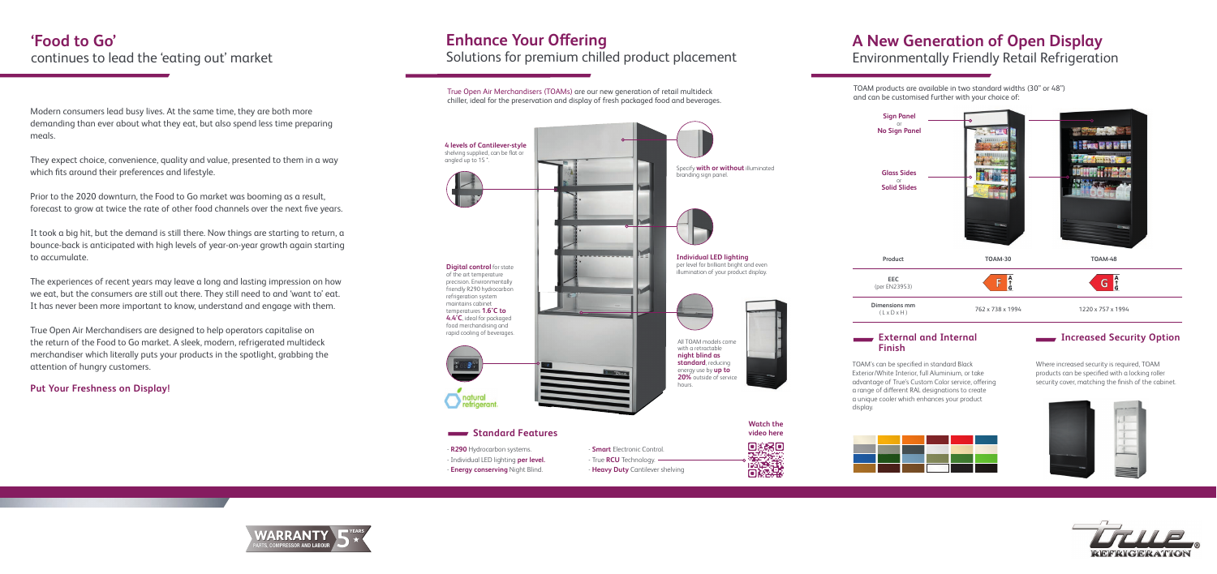## 'Food to Go'
continues to lead the 'eating out' market

Modern consumers lead busy lives. At the same time, they are both more demanding than ever about what they eat, but also spend less time preparing meals.

They expect choice, convenience, quality and value, presented to them in a way which fits around their preferences and lifestyle.

Prior to the 2020 downturn, the Food to Go market was booming as a result, forecast to grow at twice the rate of other food channels over the next five years.

It took a big hit, but the demand is still there. Now things are starting to return, a bounce-back is anticipated with high levels of year-on-year growth again starting to accumulate.

The experiences of recent years may leave a long and lasting impression on how we eat, but the consumers are still out there. They still need to and 'want to' eat. It has never been more important to know, understand and engage with them.

True Open Air Merchandisers are designed to help operators capitalise on the return of the Food to Go market. A sleek, modern, refrigerated multideck merchandiser which literally puts your products in the spotlight, grabbing the attention of hungry customers.

**Put Your Freshness on Display!**

## Enhance Your Offering
Solutions for premium chilled product placement

True Open Air Merchandisers (TOAMs) are our new generation of retail multideck chiller, ideal for the preservation and display of fresh packaged food and beverages.

**4 levels of Cantilever-style** shelving supplied, can be flat or angled up to 15 °.

Specify **with or without** illuminated branding sign panel.

**Individual LED lighting** per level for brilliant bright and even illumination of your product display.

**Digital control** for state of the art temperature precision. Environmentally friendly R290 hydrocarbon refrigeration system maintains cabinet temperatures **1.6°C to 4.4°C**, ideal for packaged food merchandising and rapid cooling of beverages.

All TOAM models come with a retractable **night blind as standard**, reducing energy use by **up to 20%** outside of service hours.

natural refrigerant.

### Standard Features

- **R290** Hydrocarbon systems.
- Individual LED lighting **per level.**
- **Energy conserving** Night Blind.
- **Smart** Electronic Control.
- True **RCU** Technology.
- **Heavy Duty** Cantilever shelving

**Watch the video here**

## A New Generation of Open Display
Environmentally Friendly Retail Refrigeration

TOAM products are available in two standard widths (30" or 48") and can be customised further with your choice of:

**Sign Panel** or **No Sign Panel**

**Glass Sides** or **Solid Slides**

| Product | TOAM-30 | TOAM-48 |
|---|---|---|
| EEC (per EN23953) | F | G |
| Dimensions mm (L x D x H) | 762 x 738 x 1994 | 1220 x 757 x 1994 |

### External and Internal Finish

TOAM's can be specified in standard Black Exterior/White Interior, full Aluminium, or take advantage of True's Custom Color service, offering a range of different RAL designations to create a unique cooler which enhances your product display.

### Increased Security Option

Where increased security is required, TOAM products can be specified with a locking roller security cover, matching the finish of the cabinet.

WARRANTY 5 YEARS PARTS, COMPRESSOR AND LABOUR

True REFRIGERATION